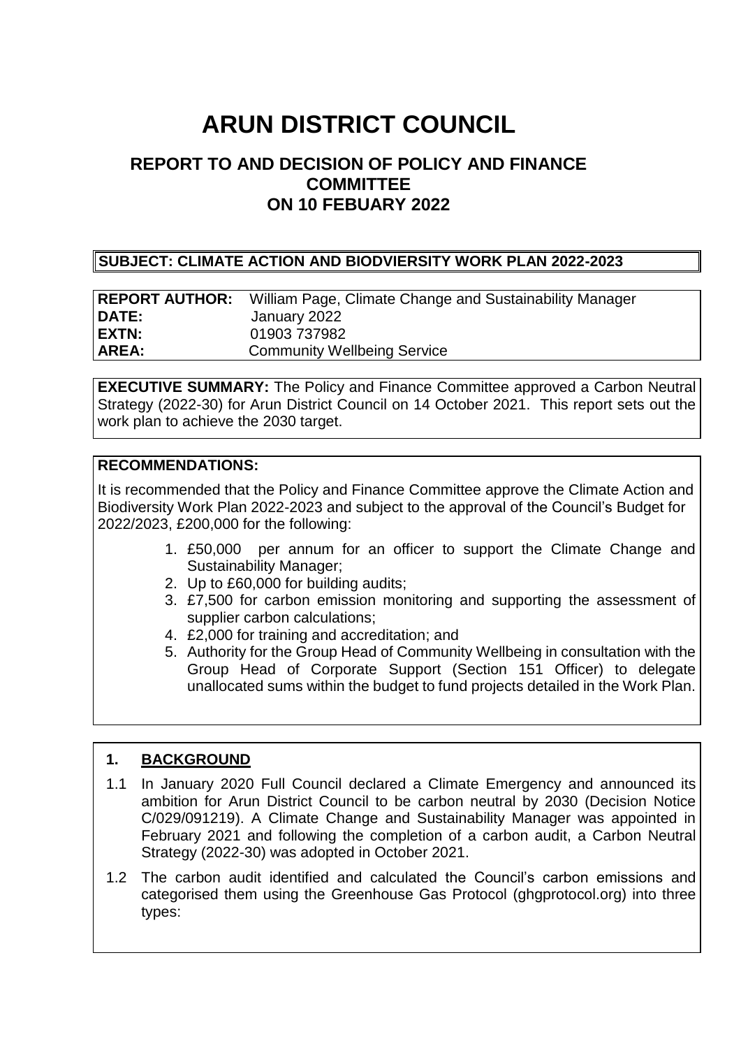# ARUN DISTRICT COUNCIL

## REPORT TO AND DECISION OF POLICY AND FINANCE COMMITTEE ON 10 FEBUARY 2022

**SUBJECT: CLIMATE ACTION AND BIODVIERSITY WORK PLAN 2022-2023**

| | |
|---|---|
| **REPORT AUTHOR:** | William Page, Climate Change and Sustainability Manager |
| **DATE:** | January 2022 |
| **EXTN:** | 01903 737982 |
| **AREA:** | Community Wellbeing Service |

**EXECUTIVE SUMMARY:** The Policy and Finance Committee approved a Carbon Neutral Strategy (2022-30) for Arun District Council on 14 October 2021. This report sets out the work plan to achieve the 2030 target.

**RECOMMENDATIONS:**

It is recommended that the Policy and Finance Committee approve the Climate Action and Biodiversity Work Plan 2022-2023 and subject to the approval of the Council's Budget for 2022/2023, £200,000 for the following:

1. £50,000 per annum for an officer to support the Climate Change and Sustainability Manager;
2. Up to £60,000 for building audits;
3. £7,500 for carbon emission monitoring and supporting the assessment of supplier carbon calculations;
4. £2,000 for training and accreditation; and
5. Authority for the Group Head of Community Wellbeing in consultation with the Group Head of Corporate Support (Section 151 Officer) to delegate unallocated sums within the budget to fund projects detailed in the Work Plan.

### 1. BACKGROUND

1.1 In January 2020 Full Council declared a Climate Emergency and announced its ambition for Arun District Council to be carbon neutral by 2030 (Decision Notice C/029/091219). A Climate Change and Sustainability Manager was appointed in February 2021 and following the completion of a carbon audit, a Carbon Neutral Strategy (2022-30) was adopted in October 2021.

1.2 The carbon audit identified and calculated the Council's carbon emissions and categorised them using the Greenhouse Gas Protocol (ghgprotocol.org) into three types: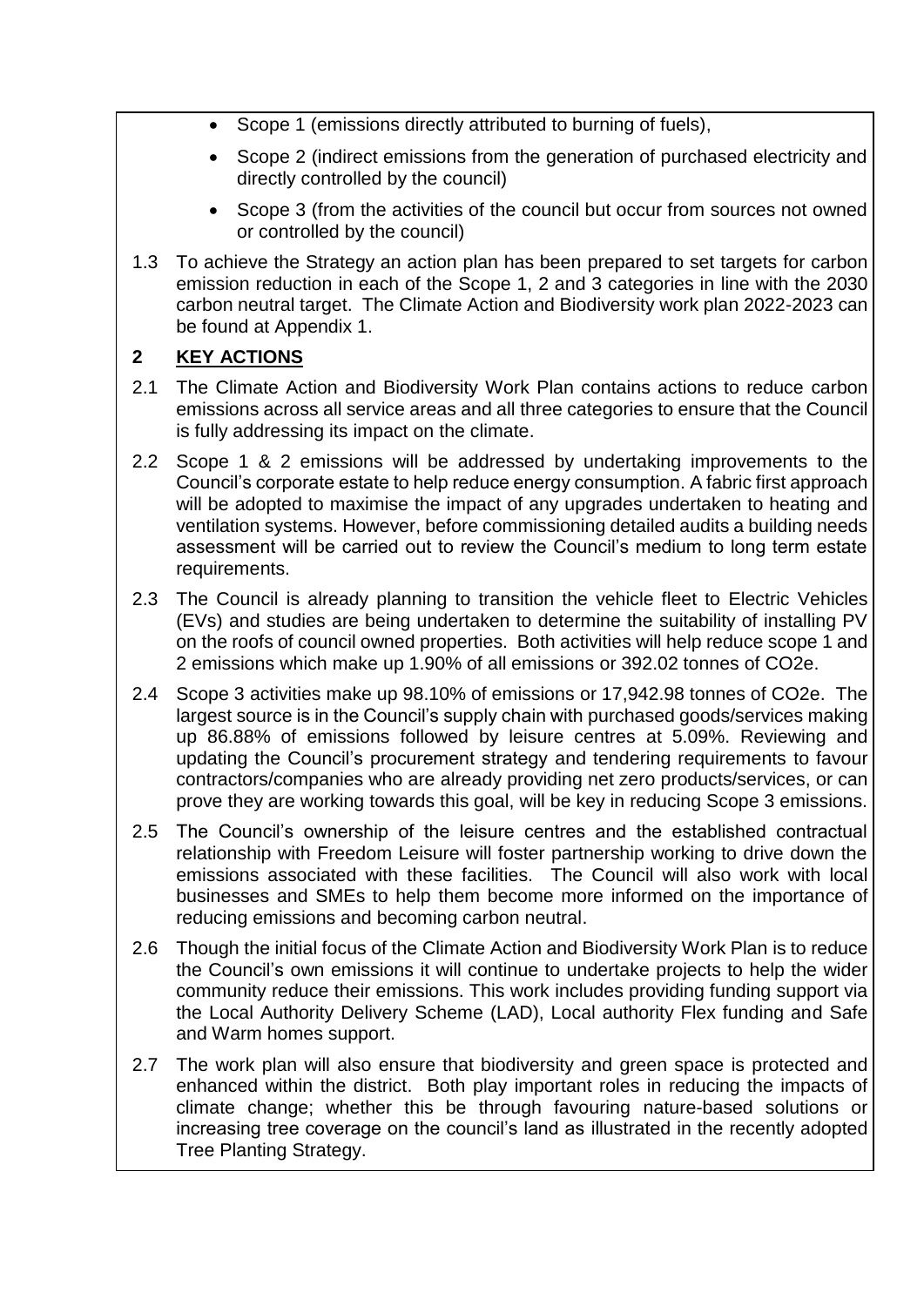- Scope 1 (emissions directly attributed to burning of fuels),
- Scope 2 (indirect emissions from the generation of purchased electricity and directly controlled by the council)
- Scope 3 (from the activities of the council but occur from sources not owned or controlled by the council)

1.3 To achieve the Strategy an action plan has been prepared to set targets for carbon emission reduction in each of the Scope 1, 2 and 3 categories in line with the 2030 carbon neutral target. The Climate Action and Biodiversity work plan 2022-2023 can be found at Appendix 1.

## 2 KEY ACTIONS

2.1 The Climate Action and Biodiversity Work Plan contains actions to reduce carbon emissions across all service areas and all three categories to ensure that the Council is fully addressing its impact on the climate.

2.2 Scope 1 & 2 emissions will be addressed by undertaking improvements to the Council's corporate estate to help reduce energy consumption. A fabric first approach will be adopted to maximise the impact of any upgrades undertaken to heating and ventilation systems. However, before commissioning detailed audits a building needs assessment will be carried out to review the Council's medium to long term estate requirements.

2.3 The Council is already planning to transition the vehicle fleet to Electric Vehicles (EVs) and studies are being undertaken to determine the suitability of installing PV on the roofs of council owned properties. Both activities will help reduce scope 1 and 2 emissions which make up 1.90% of all emissions or 392.02 tonnes of $CO_2e$.

2.4 Scope 3 activities make up 98.10% of emissions or 17,942.98 tonnes of $CO_2e$. The largest source is in the Council's supply chain with purchased goods/services making up 86.88% of emissions followed by leisure centres at 5.09%. Reviewing and updating the Council's procurement strategy and tendering requirements to favour contractors/companies who are already providing net zero products/services, or can prove they are working towards this goal, will be key in reducing Scope 3 emissions.

2.5 The Council's ownership of the leisure centres and the established contractual relationship with Freedom Leisure will foster partnership working to drive down the emissions associated with these facilities. The Council will also work with local businesses and SMEs to help them become more informed on the importance of reducing emissions and becoming carbon neutral.

2.6 Though the initial focus of the Climate Action and Biodiversity Work Plan is to reduce the Council's own emissions it will continue to undertake projects to help the wider community reduce their emissions. This work includes providing funding support via the Local Authority Delivery Scheme (LAD), Local authority Flex funding and Safe and Warm homes support.

2.7 The work plan will also ensure that biodiversity and green space is protected and enhanced within the district. Both play important roles in reducing the impacts of climate change; whether this be through favouring nature-based solutions or increasing tree coverage on the council's land as illustrated in the recently adopted Tree Planting Strategy.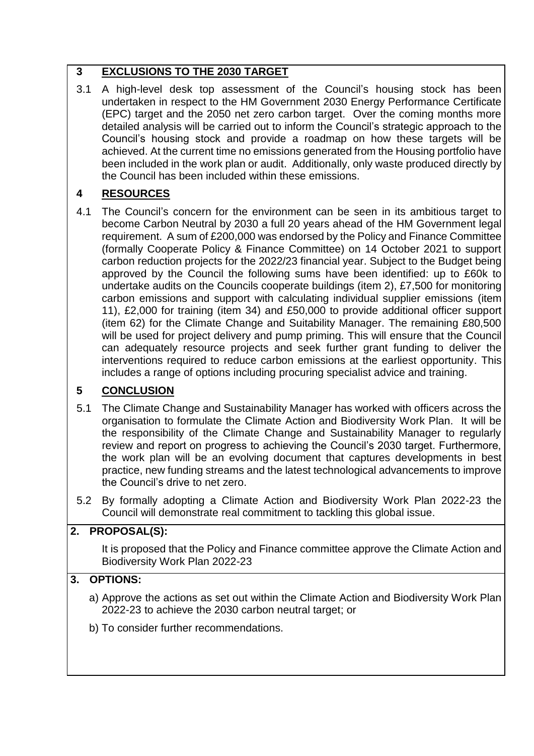## 3 EXCLUSIONS TO THE 2030 TARGET

3.1 A high-level desk top assessment of the Council's housing stock has been undertaken in respect to the HM Government 2030 Energy Performance Certificate (EPC) target and the 2050 net zero carbon target. Over the coming months more detailed analysis will be carried out to inform the Council's strategic approach to the Council's housing stock and provide a roadmap on how these targets will be achieved. At the current time no emissions generated from the Housing portfolio have been included in the work plan or audit. Additionally, only waste produced directly by the Council has been included within these emissions.

## 4 RESOURCES

4.1 The Council's concern for the environment can be seen in its ambitious target to become Carbon Neutral by 2030 a full 20 years ahead of the HM Government legal requirement. A sum of £200,000 was endorsed by the Policy and Finance Committee (formally Cooperate Policy & Finance Committee) on 14 October 2021 to support carbon reduction projects for the 2022/23 financial year. Subject to the Budget being approved by the Council the following sums have been identified: up to £60k to undertake audits on the Councils cooperate buildings (item 2), £7,500 for monitoring carbon emissions and support with calculating individual supplier emissions (item 11), £2,000 for training (item 34) and £50,000 to provide additional officer support (item 62) for the Climate Change and Suitability Manager. The remaining £80,500 will be used for project delivery and pump priming. This will ensure that the Council can adequately resource projects and seek further grant funding to deliver the interventions required to reduce carbon emissions at the earliest opportunity. This includes a range of options including procuring specialist advice and training.

## 5 CONCLUSION

5.1 The Climate Change and Sustainability Manager has worked with officers across the organisation to formulate the Climate Action and Biodiversity Work Plan. It will be the responsibility of the Climate Change and Sustainability Manager to regularly review and report on progress to achieving the Council's 2030 target. Furthermore, the work plan will be an evolving document that captures developments in best practice, new funding streams and the latest technological advancements to improve the Council's drive to net zero.

5.2 By formally adopting a Climate Action and Biodiversity Work Plan 2022-23 the Council will demonstrate real commitment to tackling this global issue.

## 2. PROPOSAL(S):

It is proposed that the Policy and Finance committee approve the Climate Action and Biodiversity Work Plan 2022-23

## 3. OPTIONS:

a) Approve the actions as set out within the Climate Action and Biodiversity Work Plan 2022-23 to achieve the 2030 carbon neutral target; or

b) To consider further recommendations.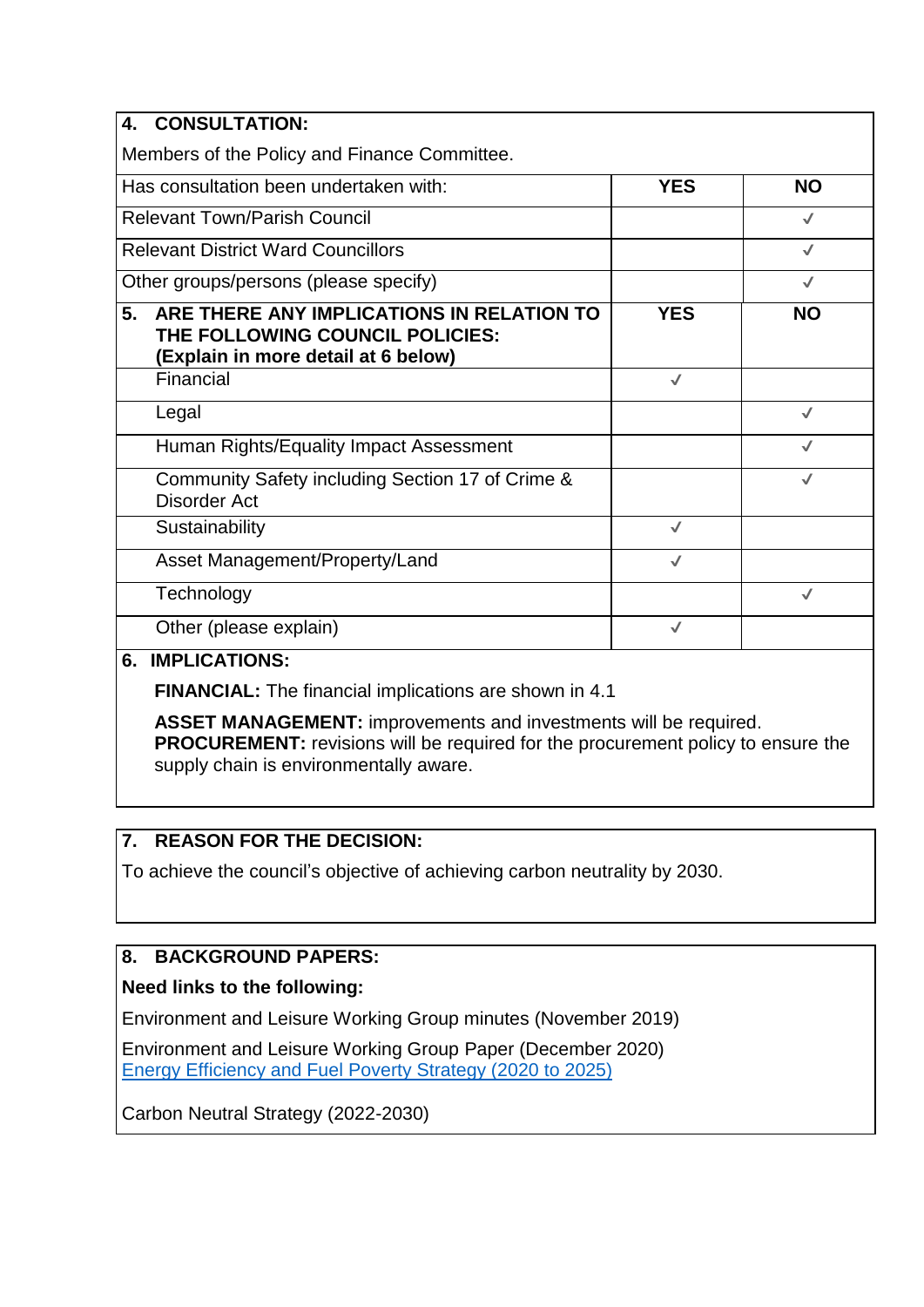## 4. CONSULTATION:

Members of the Policy and Finance Committee.

| Has consultation been undertaken with: | YES | NO |
|---|---|---|
| Relevant Town/Parish Council | | ✓ |
| Relevant District Ward Councillors | | ✓ |
| Other groups/persons (please specify) | | ✓ |

| 5. ARE THERE ANY IMPLICATIONS IN RELATION TO THE FOLLOWING COUNCIL POLICIES: (Explain in more detail at 6 below) | YES | NO |
|---|---|---|
| Financial | ✓ | |
| Legal | | ✓ |
| Human Rights/Equality Impact Assessment | | ✓ |
| Community Safety including Section 17 of Crime & Disorder Act | | ✓ |
| Sustainability | ✓ | |
| Asset Management/Property/Land | ✓ | |
| Technology | | ✓ |
| Other (please explain) | ✓ | |

## 6. IMPLICATIONS:

**FINANCIAL:** The financial implications are shown in 4.1

**ASSET MANAGEMENT:** improvements and investments will be required.
**PROCUREMENT:** revisions will be required for the procurement policy to ensure the supply chain is environmentally aware.

## 7. REASON FOR THE DECISION:

To achieve the council's objective of achieving carbon neutrality by 2030.

## 8. BACKGROUND PAPERS:

**Need links to the following:**

Environment and Leisure Working Group minutes (November 2019)

Environment and Leisure Working Group Paper (December 2020)
Energy Efficiency and Fuel Poverty Strategy (2020 to 2025)

Carbon Neutral Strategy (2022-2030)